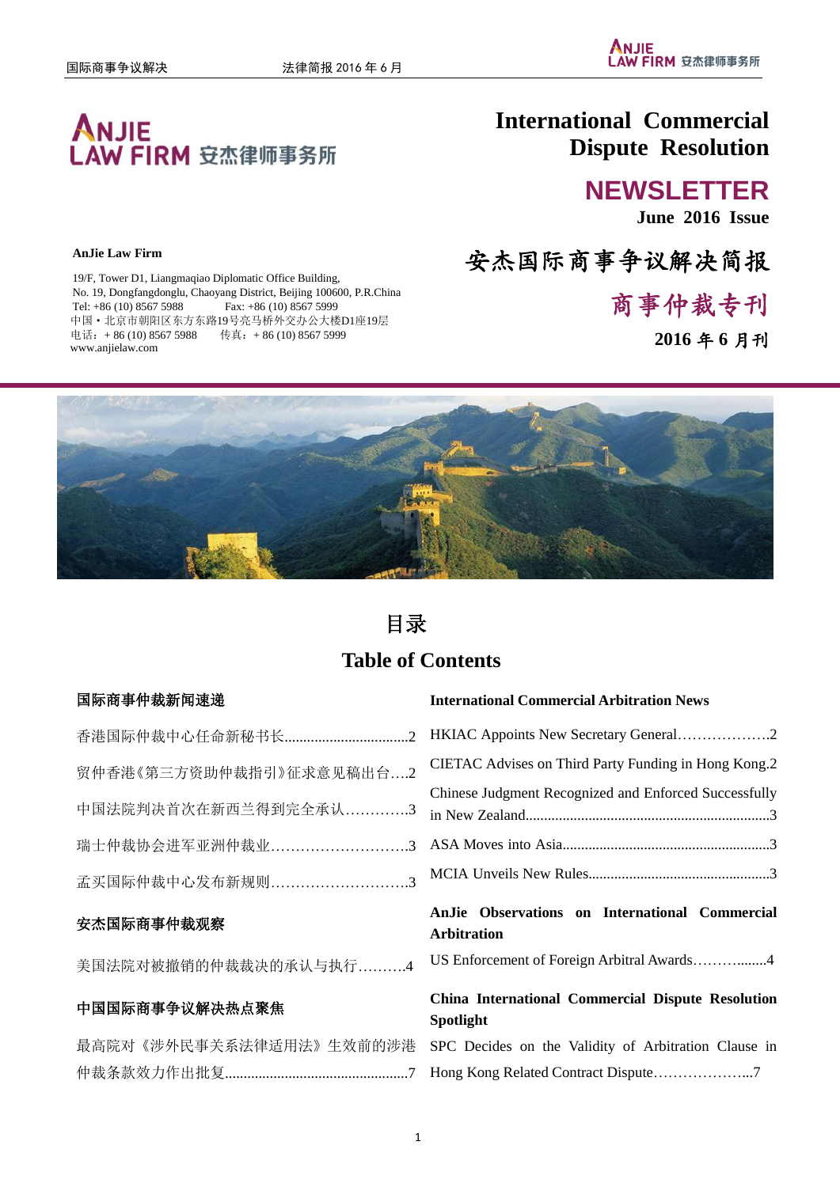# International Commercial Dispute Resolution

## NEWSLETTER

**June 2016 Issue**

# 安杰国际商事争议解决简报

## 商事仲裁专刊

**2016 年 6 月刊**

**AnJie Law Firm**

19/F, Tower D1, Liangmaqiao Diplomatic Office Building,
No. 19, Dongfangdonglu, Chaoyang District, Beijing 100600, P.R.China
Tel: +86 (10) 8567 5988　　Fax: +86 (10) 8567 5999
中国・北京市朝阳区东方东路19号亮马桥外交办公大楼D1座19层
电话：+ 86 (10) 8567 5988　　传真：+ 86 (10) 8567 5999
www.anjielaw.com

## 目录

## Table of Contents

| | |
|---|---|
| **国际商事仲裁新闻速递** | **International Commercial Arbitration News** |
| 香港国际仲裁中心任命新秘书长.................................2 | HKIAC Appoints New Secretary General……………….2 |
| 贸仲香港《第三方资助仲裁指引》征求意见稿出台….2 | CIETAC Advises on Third Party Funding in Hong Kong.2 |
| 中国法院判决首次在新西兰得到完全承认………….3 | Chinese Judgment Recognized and Enforced Successfully in New Zealand.................................................................3 |
| 瑞士仲裁协会进军亚洲仲裁业……………………….3 | ASA Moves into Asia........................................................3 |
| 孟买国际仲裁中心发布新规则……………………….3 | MCIA Unveils New Rules.................................................3 |
| **安杰国际商事仲裁观察** | **AnJie Observations on International Commercial Arbitration** |
| 美国法院对被撤销的仲裁裁决的承认与执行……….4 | US Enforcement of Foreign Arbitral Awards……….......4 |
| **中国国际商事争议解决热点聚焦** | **China International Commercial Dispute Resolution Spotlight** |
| 最高院对《涉外民事关系法律适用法》生效前的涉港仲裁条款效力作出批复................................................7 | SPC Decides on the Validity of Arbitration Clause in Hong Kong Related Contract Dispute………………...7 |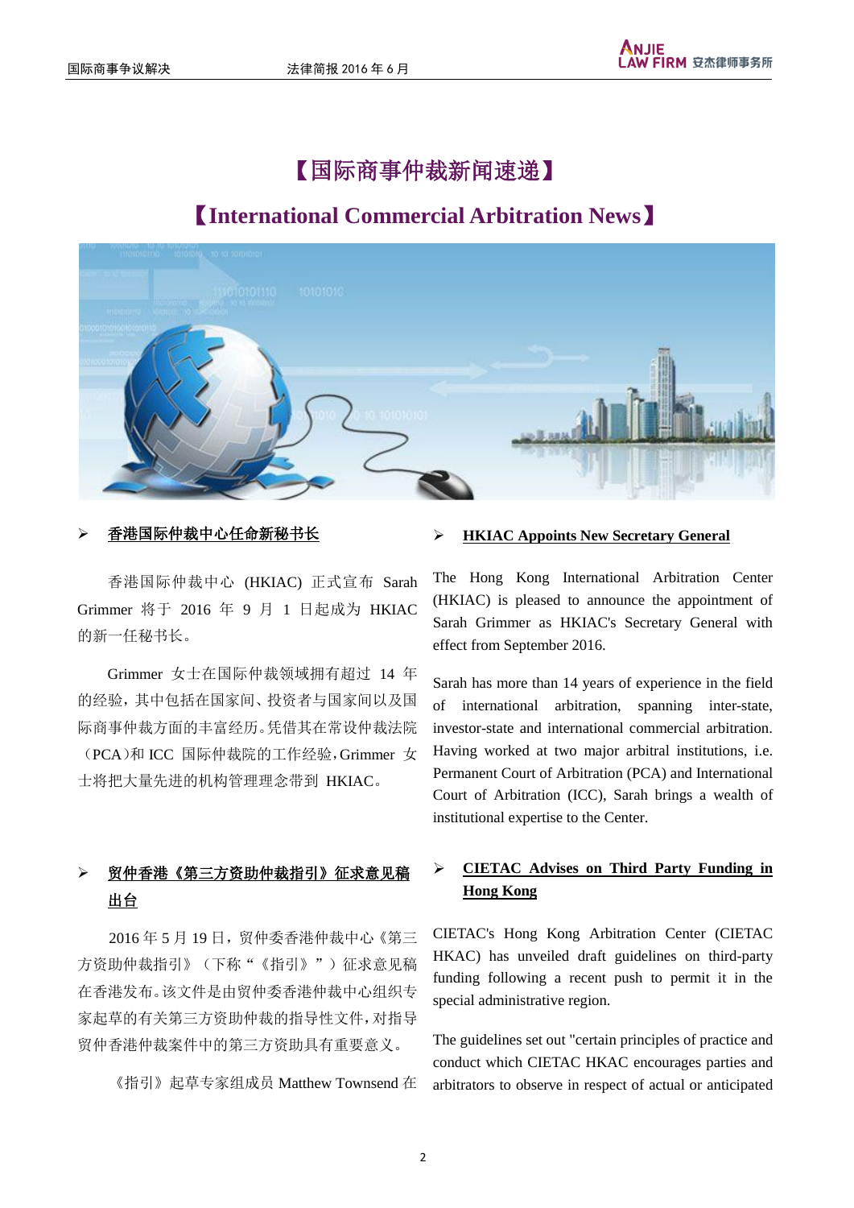# 【国际商事仲裁新闻速递】

# 【International Commercial Arbitration News】

## ➢ 香港国际仲裁中心任命新秘书长

香港国际仲裁中心 (HKIAC) 正式宣布 Sarah Grimmer 将于 2016 年 9 月 1 日起成为 HKIAC 的新一任秘书长。

Grimmer 女士在国际仲裁领域拥有超过 14 年的经验，其中包括在国家间、投资者与国家间以及国际商事仲裁方面的丰富经历。凭借其在常设仲裁法院（PCA）和 ICC 国际仲裁院的工作经验，Grimmer 女士将把大量先进的机构管理理念带到 HKIAC。

## ➢ HKIAC Appoints New Secretary General

The Hong Kong International Arbitration Center (HKIAC) is pleased to announce the appointment of Sarah Grimmer as HKIAC's Secretary General with effect from September 2016.

Sarah has more than 14 years of experience in the field of international arbitration, spanning inter-state, investor-state and international commercial arbitration. Having worked at two major arbitral institutions, i.e. Permanent Court of Arbitration (PCA) and International Court of Arbitration (ICC), Sarah brings a wealth of institutional expertise to the Center.

## ➢ 贸仲香港《第三方资助仲裁指引》征求意见稿出台

2016 年 5 月 19 日，贸仲委香港仲裁中心《第三方资助仲裁指引》（下称“《指引》”）征求意见稿在香港发布。该文件是由贸仲委香港仲裁中心组织专家起草的有关第三方资助仲裁的指导性文件，对指导贸仲香港仲裁案件中的第三方资助具有重要意义。

《指引》起草专家组成员 Matthew Townsend 在

## ➢ CIETAC Advises on Third Party Funding in Hong Kong

CIETAC's Hong Kong Arbitration Center (CIETAC HKAC) has unveiled draft guidelines on third-party funding following a recent push to permit it in the special administrative region.

The guidelines set out "certain principles of practice and conduct which CIETAC HKAC encourages parties and arbitrators to observe in respect of actual or anticipated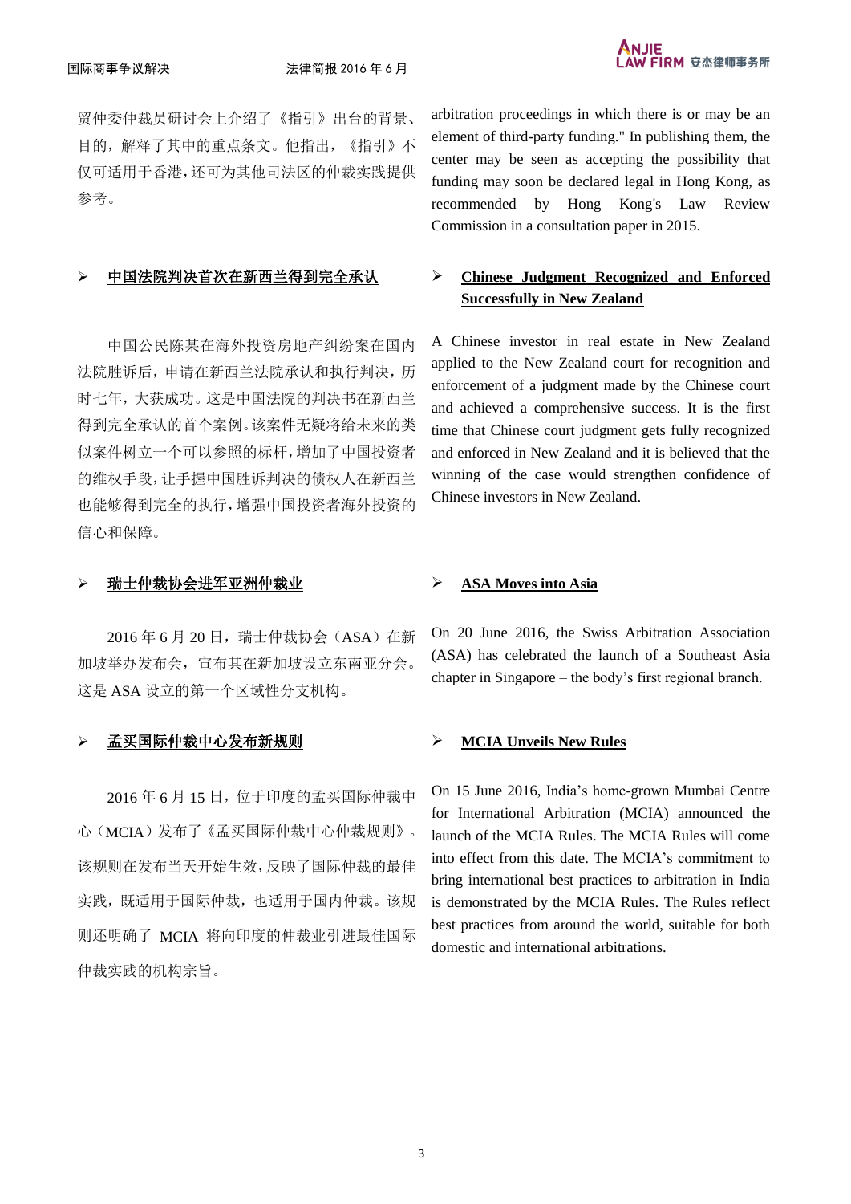贸仲委仲裁员研讨会上介绍了《指引》出台的背景、目的，解释了其中的重点条文。他指出，《指引》不仅可适用于香港，还可为其他司法区的仲裁实践提供参考。

arbitration proceedings in which there is or may be an element of third-party funding." In publishing them, the center may be seen as accepting the possibility that funding may soon be declared legal in Hong Kong, as recommended by Hong Kong's Law Review Commission in a consultation paper in 2015.

- **中国法院判决首次在新西兰得到完全承认**

中国公民陈某在海外投资房地产纠纷案在国内法院胜诉后，申请在新西兰法院承认和执行判决，历时七年，大获成功。这是中国法院的判决书在新西兰得到完全承认的首个案例。该案件无疑将给未来的类似案件树立一个可以参照的标杆，增加了中国投资者的维权手段，让手握中国胜诉判决的债权人在新西兰也能够得到完全的执行，增强中国投资者海外投资的信心和保障。

- **Chinese Judgment Recognized and Enforced Successfully in New Zealand**

A Chinese investor in real estate in New Zealand applied to the New Zealand court for recognition and enforcement of a judgment made by the Chinese court and achieved a comprehensive success. It is the first time that Chinese court judgment gets fully recognized and enforced in New Zealand and it is believed that the winning of the case would strengthen confidence of Chinese investors in New Zealand.

- **瑞士仲裁协会进军亚洲仲裁业**

2016 年 6 月 20 日，瑞士仲裁协会（ASA）在新加坡举办发布会，宣布其在新加坡设立东南亚分会。这是 ASA 设立的第一个区域性分支机构。

- **ASA Moves into Asia**

On 20 June 2016, the Swiss Arbitration Association (ASA) has celebrated the launch of a Southeast Asia chapter in Singapore – the body's first regional branch.

- **孟买国际仲裁中心发布新规则**

2016 年 6 月 15 日，位于印度的孟买国际仲裁中心（MCIA）发布了《孟买国际仲裁中心仲裁规则》。该规则在发布当天开始生效，反映了国际仲裁的最佳实践，既适用于国际仲裁，也适用于国内仲裁。该规则还明确了 MCIA 将向印度的仲裁业引进最佳国际仲裁实践的机构宗旨。

- **MCIA Unveils New Rules**

On 15 June 2016, India's home-grown Mumbai Centre for International Arbitration (MCIA) announced the launch of the MCIA Rules. The MCIA Rules will come into effect from this date. The MCIA's commitment to bring international best practices to arbitration in India is demonstrated by the MCIA Rules. The Rules reflect best practices from around the world, suitable for both domestic and international arbitrations.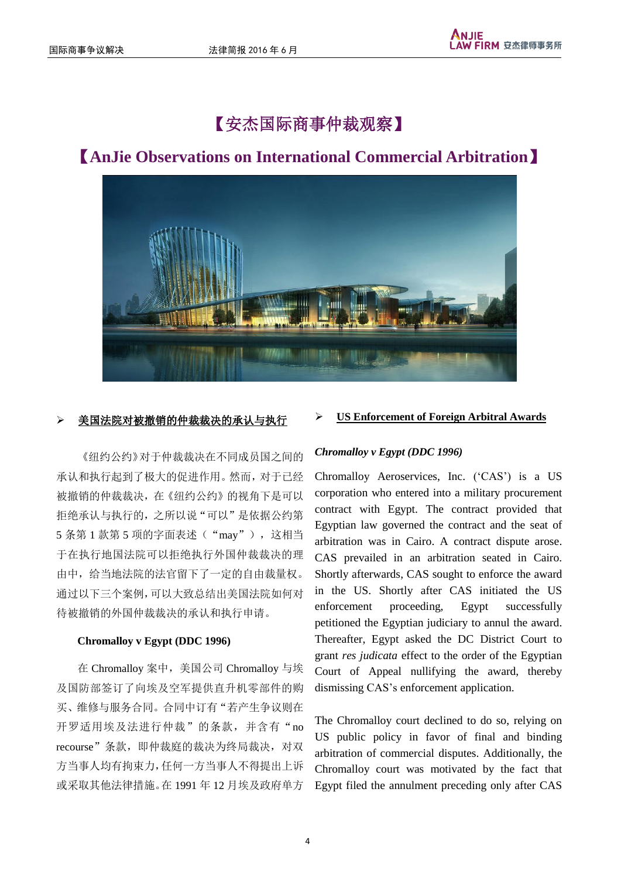# 【安杰国际商事仲裁观察】

# 【AnJie Observations on International Commercial Arbitration】

## 美国法院对被撤销的仲裁裁决的承认与执行

《纽约公约》对于仲裁裁决在不同成员国之间的承认和执行起到了极大的促进作用。然而，对于已经被撤销的仲裁裁决，在《纽约公约》的视角下是可以拒绝承认与执行的，之所以说"可以"是依据公约第5条第1款第5项的字面表述（"may"），这相当于在执行地国法院可以拒绝执行外国仲裁裁决的理由中，给当地法院的法官留下了一定的自由裁量权。通过以下三个案例，可以大致总结出美国法院如何对待被撤销的外国仲裁裁决的承认和执行申请。

**Chromalloy v Egypt (DDC 1996)**

在 Chromalloy 案中，美国公司 Chromalloy 与埃及国防部签订了向埃及空军提供直升机零部件的购买、维修与服务合同。合同中订有"若产生争议则在开罗适用埃及法进行仲裁"的条款，并含有"no recourse"条款，即仲裁庭的裁决为终局裁决，对双方当事人均有拘束力，任何一方当事人不得提出上诉或采取其他法律措施。在 1991 年 12 月埃及政府单方

## US Enforcement of Foreign Arbitral Awards

***Chromalloy v Egypt (DDC 1996)***

Chromalloy Aeroservices, Inc. ('CAS') is a US corporation who entered into a military procurement contract with Egypt. The contract provided that Egyptian law governed the contract and the seat of arbitration was in Cairo. A contract dispute arose. CAS prevailed in an arbitration seated in Cairo. Shortly afterwards, CAS sought to enforce the award in the US. Shortly after CAS initiated the US enforcement proceeding, Egypt successfully petitioned the Egyptian judiciary to annul the award. Thereafter, Egypt asked the DC District Court to grant *res judicata* effect to the order of the Egyptian Court of Appeal nullifying the award, thereby dismissing CAS's enforcement application.

The Chromalloy court declined to do so, relying on US public policy in favor of final and binding arbitration of commercial disputes. Additionally, the Chromalloy court was motivated by the fact that Egypt filed the annulment preceding only after CAS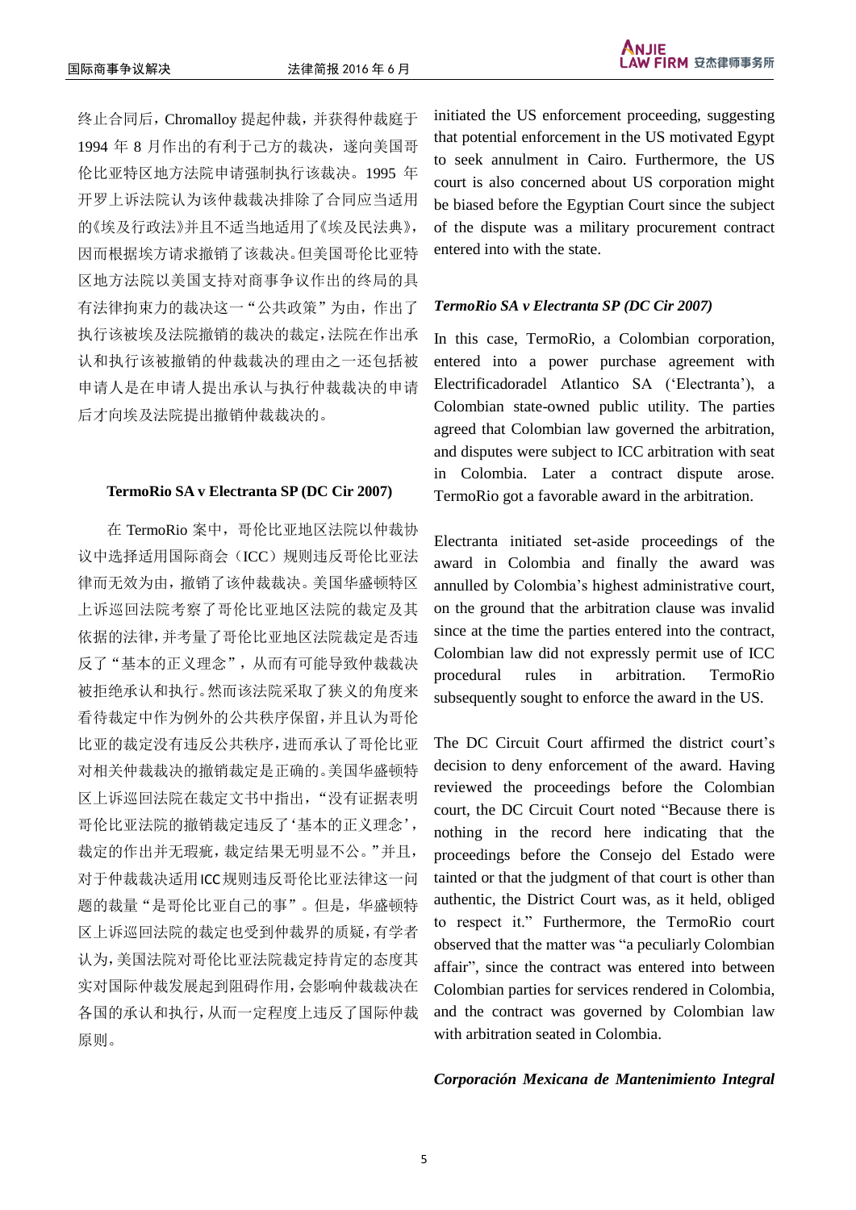终止合同后，Chromalloy 提起仲裁，并获得仲裁庭于 1994 年 8 月作出的有利于己方的裁决，遂向美国哥伦比亚特区地方法院申请强制执行该裁决。1995 年开罗上诉法院认为该仲裁裁决排除了合同应当适用的《埃及行政法》并且不适当地适用了《埃及民法典》，因而根据埃方请求撤销了该裁决。但美国哥伦比亚特区地方法院以美国支持对商事争议作出的终局的具有法律拘束力的裁决这一"公共政策"为由，作出了执行该被埃及法院撤销的裁决的裁定，法院在作出承认和执行该被撤销的仲裁裁决的理由之一还包括被申请人是在申请人提出承认与执行仲裁裁决的申请后才向埃及法院提出撤销仲裁裁决的。

**TermoRio SA v Electranta SP (DC Cir 2007)**

在 TermoRio 案中，哥伦比亚地区法院以仲裁协议中选择适用国际商会（ICC）规则违反哥伦比亚法律而无效为由，撤销了该仲裁裁决。美国华盛顿特区上诉巡回法院考察了哥伦比亚地区法院的裁定及其依据的法律，并考量了哥伦比亚地区法院裁定是否违反了"基本的正义理念"，从而有可能导致仲裁裁决被拒绝承认和执行。然而该法院采取了狭义的角度来看待裁定中作为例外的公共秩序保留，并且认为哥伦比亚的裁定没有违反公共秩序，进而承认了哥伦比亚对相关仲裁裁决的撤销裁定是正确的。美国华盛顿特区上诉巡回法院在裁定文书中指出，"没有证据表明哥伦比亚法院的撤销裁定违反了'基本的正义理念'，裁定的作出并无瑕疵，裁定结果无明显不公。"并且，对于仲裁裁决适用ICC规则违反哥伦比亚法律这一问题的裁量"是哥伦比亚自己的事"。但是，华盛顿特区上诉巡回法院的裁定也受到仲裁界的质疑，有学者认为，美国法院对哥伦比亚法院裁定持肯定的态度其实对国际仲裁发展起到阻碍作用，会影响仲裁裁决在各国的承认和执行，从而一定程度上违反了国际仲裁原则。

initiated the US enforcement proceeding, suggesting that potential enforcement in the US motivated Egypt to seek annulment in Cairo. Furthermore, the US court is also concerned about US corporation might be biased before the Egyptian Court since the subject of the dispute was a military procurement contract entered into with the state.

***TermoRio SA v Electranta SP (DC Cir 2007)***

In this case, TermoRio, a Colombian corporation, entered into a power purchase agreement with Electrificadoradel Atlantico SA ('Electranta'), a Colombian state-owned public utility. The parties agreed that Colombian law governed the arbitration, and disputes were subject to ICC arbitration with seat in Colombia. Later a contract dispute arose. TermoRio got a favorable award in the arbitration.

Electranta initiated set-aside proceedings of the award in Colombia and finally the award was annulled by Colombia's highest administrative court, on the ground that the arbitration clause was invalid since at the time the parties entered into the contract, Colombian law did not expressly permit use of ICC procedural rules in arbitration. TermoRio subsequently sought to enforce the award in the US.

The DC Circuit Court affirmed the district court's decision to deny enforcement of the award. Having reviewed the proceedings before the Colombian court, the DC Circuit Court noted "Because there is nothing in the record here indicating that the proceedings before the Consejo del Estado were tainted or that the judgment of that court is other than authentic, the District Court was, as it held, obliged to respect it." Furthermore, the TermoRio court observed that the matter was "a peculiarly Colombian affair", since the contract was entered into between Colombian parties for services rendered in Colombia, and the contract was governed by Colombian law with arbitration seated in Colombia.

***Corporación Mexicana de Mantenimiento Integral***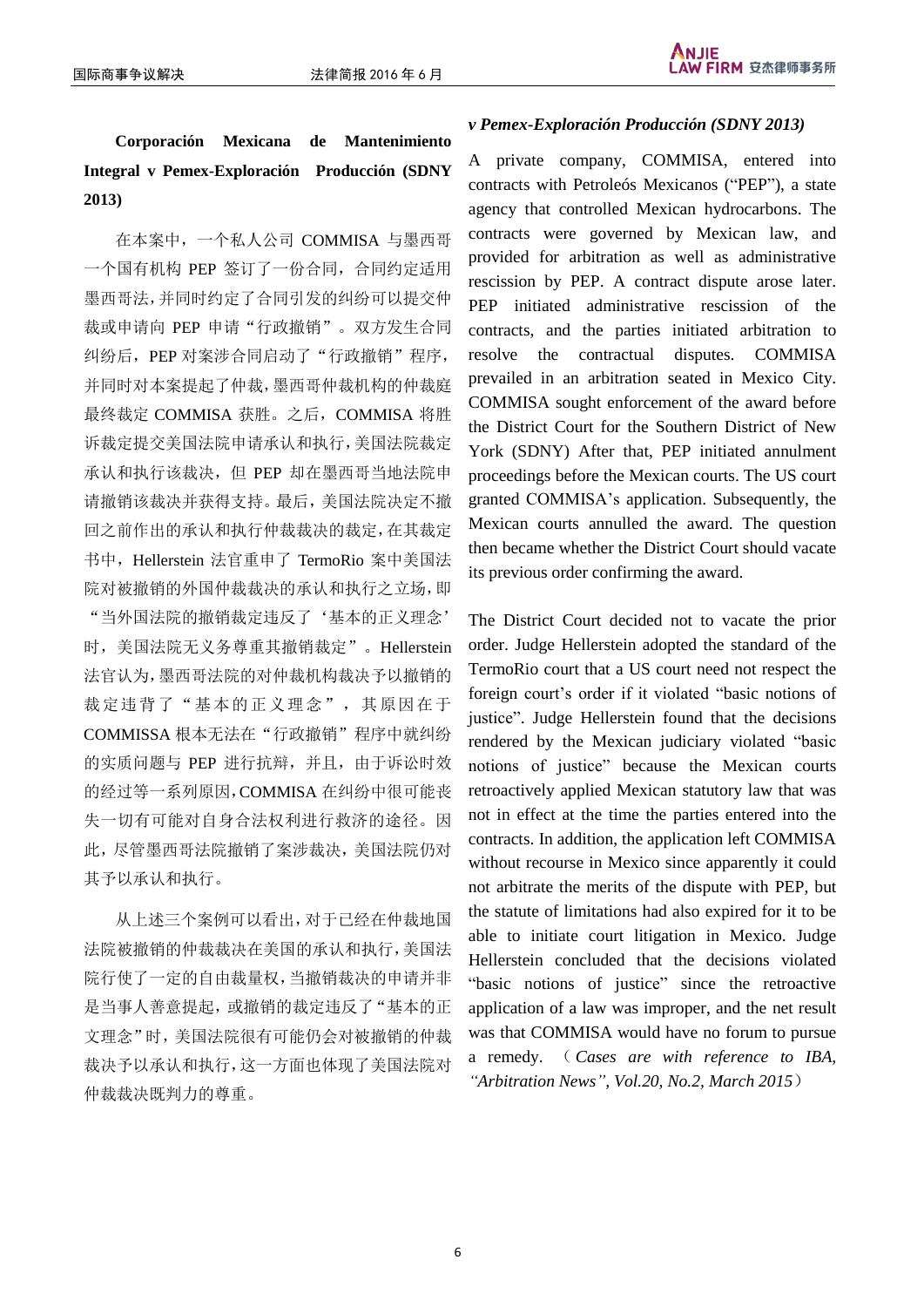**Corporación Mexicana de Mantenimiento Integral v Pemex-Exploración Producción (SDNY 2013)**

在本案中，一个私人公司 COMMISA 与墨西哥一个国有机构 PEP 签订了一份合同，合同约定适用墨西哥法，并同时约定了合同引发的纠纷可以提交仲裁或申请向 PEP 申请"行政撤销"。双方发生合同纠纷后，PEP 对案涉合同启动了"行政撤销"程序，并同时对本案提起了仲裁，墨西哥仲裁机构的仲裁庭最终裁定 COMMISA 获胜。之后，COMMISA 将胜诉裁定提交美国法院申请承认和执行，美国法院裁定承认和执行该裁决，但 PEP 却在墨西哥当地法院申请撤销该裁决并获得支持。最后，美国法院决定不撤回之前作出的承认和执行仲裁裁决的裁定，在其裁定书中，Hellerstein 法官重申了 TermoRio 案中美国法院对被撤销的外国仲裁裁决的承认和执行之立场，即"当外国法院的撤销裁定违反了'基本的正义理念'时，美国法院无义务尊重其撤销裁定"。Hellerstein 法官认为，墨西哥法院的对仲裁机构裁决予以撤销的裁定违背了"基本的正义理念"，其原因在于 COMMISSA 根本无法在"行政撤销"程序中就纠纷的实质问题与 PEP 进行抗辩，并且，由于诉讼时效的经过等一系列原因，COMMISA 在纠纷中很可能丧失一切有可能对自身合法权利进行救济的途径。因此，尽管墨西哥法院撤销了案涉裁决，美国法院仍对其予以承认和执行。

从上述三个案例可以看出，对于已经在仲裁地国法院被撤销的仲裁裁决在美国的承认和执行，美国法院行使了一定的自由裁量权，当撤销裁决的申请并非是当事人善意提起，或撤销的裁定违反了"基本的正义理念"时，美国法院很有可能仍会对被撤销的仲裁裁决予以承认和执行，这一方面也体现了美国法院对仲裁裁决既判力的尊重。

***v Pemex-Exploración Producción (SDNY 2013)***

A private company, COMMISA, entered into contracts with Petroleós Mexicanos ("PEP"), a state agency that controlled Mexican hydrocarbons. The contracts were governed by Mexican law, and provided for arbitration as well as administrative rescission by PEP. A contract dispute arose later. PEP initiated administrative rescission of the contracts, and the parties initiated arbitration to resolve the contractual disputes. COMMISA prevailed in an arbitration seated in Mexico City. COMMISA sought enforcement of the award before the District Court for the Southern District of New York (SDNY) After that, PEP initiated annulment proceedings before the Mexican courts. The US court granted COMMISA's application. Subsequently, the Mexican courts annulled the award. The question then became whether the District Court should vacate its previous order confirming the award.

The District Court decided not to vacate the prior order. Judge Hellerstein adopted the standard of the TermoRio court that a US court need not respect the foreign court's order if it violated "basic notions of justice". Judge Hellerstein found that the decisions rendered by the Mexican judiciary violated "basic notions of justice" because the Mexican courts retroactively applied Mexican statutory law that was not in effect at the time the parties entered into the contracts. In addition, the application left COMMISA without recourse in Mexico since apparently it could not arbitrate the merits of the dispute with PEP, but the statute of limitations had also expired for it to be able to initiate court litigation in Mexico. Judge Hellerstein concluded that the decisions violated "basic notions of justice" since the retroactive application of a law was improper, and the net result was that COMMISA would have no forum to pursue a remedy. （*Cases are with reference to IBA, "Arbitration News", Vol.20, No.2, March 2015*）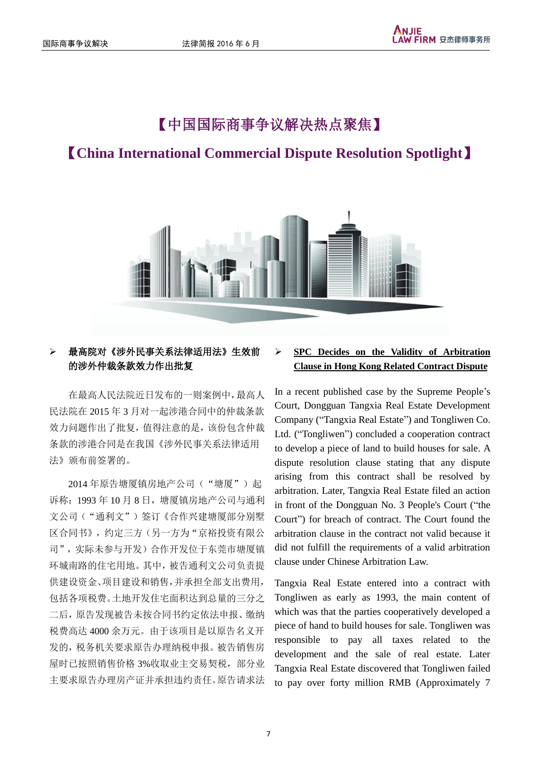# 【中国国际商事争议解决热点聚焦】

# 【China International Commercial Dispute Resolution Spotlight】

## ➢ 最高院对《涉外民事关系法律适用法》生效前的涉外仲裁条款效力作出批复

在最高人民法院近日发布的一则案例中，最高人民法院在2015年3月对一起涉港合同中的仲裁条款效力问题作出了批复，值得注意的是，该份包含仲裁条款的涉港合同是在我国《涉外民事关系法律适用法》颁布前签署的。

2014年原告塘厦镇房地产公司（“塘厦”）起诉称：1993年10月8日，塘厦镇房地产公司与通利文公司（“通利文”）签订《合作兴建塘厦部分别墅区合同书》，约定三方（另一方为“京裕投资有限公司”，实际未参与开发）合作开发位于东莞市塘厦镇环城南路的住宅用地。其中，被告通利文公司负责提供建设资金、项目建设和销售，并承担全部支出费用，包括各项税费。土地开发住宅面积达到总量的三分之二后，原告发现被告未按合同书约定依法申报、缴纳税费高达4000余万元。由于该项目是以原告名义开发的，税务机关要求原告办理纳税申报。被告销售房屋时已按照销售价格3%收取业主交易契税，部分业主要求原告办理房产证并承担违约责任。原告请求法

## ➢ SPC Decides on the Validity of Arbitration Clause in Hong Kong Related Contract Dispute

In a recent published case by the Supreme People's Court, Dongguan Tangxia Real Estate Development Company ("Tangxia Real Estate") and Tongliwen Co. Ltd. ("Tongliwen") concluded a cooperation contract to develop a piece of land to build houses for sale. A dispute resolution clause stating that any dispute arising from this contract shall be resolved by arbitration. Later, Tangxia Real Estate filed an action in front of the Dongguan No. 3 People's Court ("the Court") for breach of contract. The Court found the arbitration clause in the contract not valid because it did not fulfill the requirements of a valid arbitration clause under Chinese Arbitration Law.

Tangxia Real Estate entered into a contract with Tongliwen as early as 1993, the main content of which was that the parties cooperatively developed a piece of hand to build houses for sale. Tongliwen was responsible to pay all taxes related to the development and the sale of real estate. Later Tangxia Real Estate discovered that Tongliwen failed to pay over forty million RMB (Approximately 7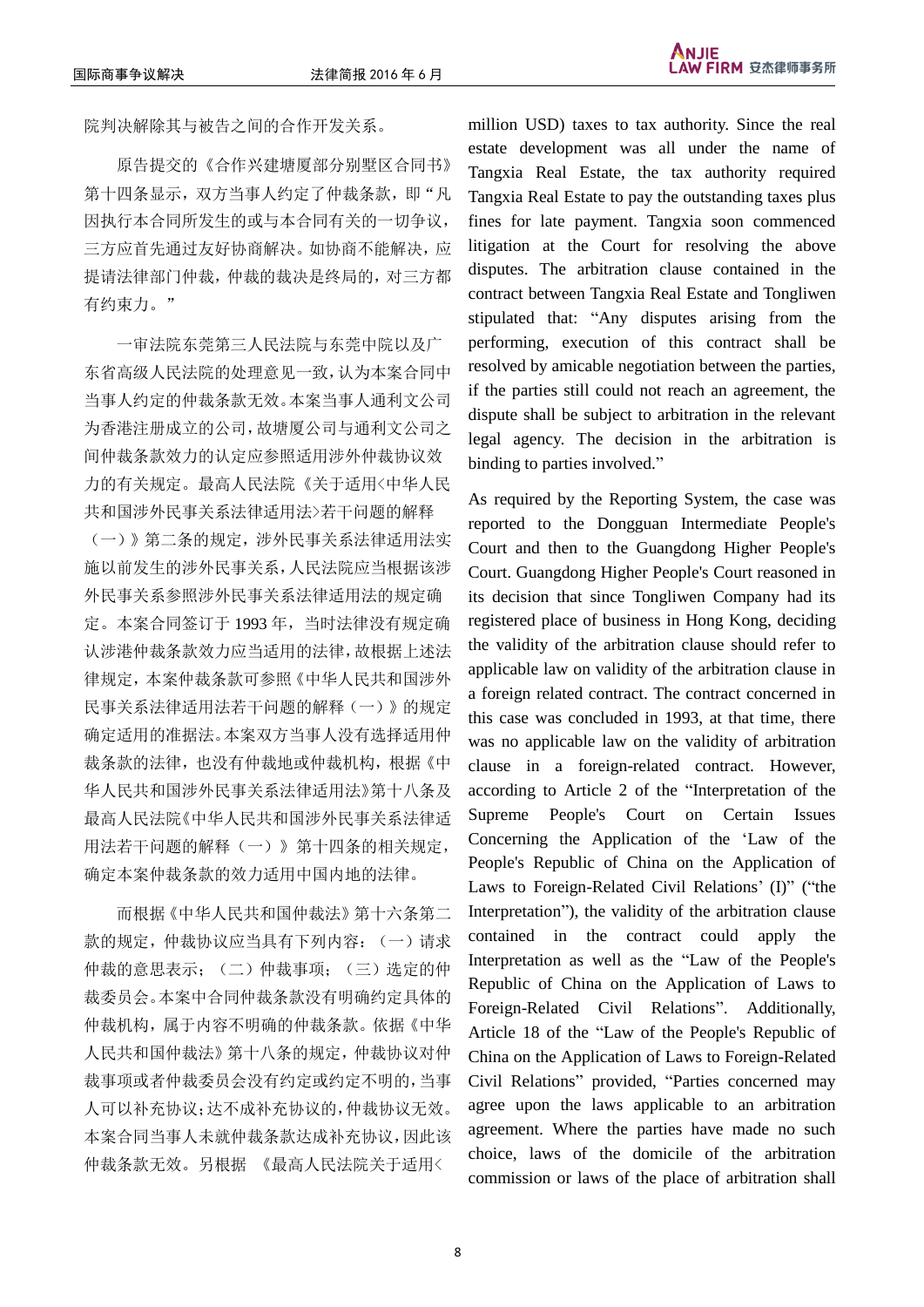院判决解除其与被告之间的合作开发关系。

原告提交的《合作兴建塘厦部分别墅区合同书》第十四条显示，双方当事人约定了仲裁条款，即"凡因执行本合同所发生的或与本合同有关的一切争议，三方应首先通过友好协商解决。如协商不能解决，应提请法律部门仲裁，仲裁的裁决是终局的，对三方都有约束力。"

一审法院东莞第三人民法院与东莞中院以及广东省高级人民法院的处理意见一致，认为本案合同中当事人约定的仲裁条款无效。本案当事人通利文公司为香港注册成立的公司，故塘厦公司与通利文公司之间仲裁条款效力的认定应参照适用涉外仲裁协议效力的有关规定。最高人民法院《关于适用<中华人民共和国涉外民事关系法律适用法>若干问题的解释（一）》第二条的规定，涉外民事关系法律适用法实施以前发生的涉外民事关系，人民法院应当根据该涉外民事关系参照涉外民事关系法律适用法的规定确定。本案合同签订于 1993 年，当时法律没有规定确认涉港仲裁条款效力应当适用的法律，故根据上述法律规定，本案仲裁条款可参照《中华人民共和国涉外民事关系法律适用法若干问题的解释（一）》的规定确定适用的准据法。本案双方当事人没有选择适用仲裁条款的法律，也没有仲裁地或仲裁机构，根据《中华人民共和国涉外民事关系法律适用法》第十八条及最高人民法院《中华人民共和国涉外民事关系法律适用法若干问题的解释（一）》第十四条的相关规定，确定本案仲裁条款的效力适用中国内地的法律。

而根据《中华人民共和国仲裁法》第十六条第二款的规定，仲裁协议应当具有下列内容：（一）请求仲裁的意思表示；（二）仲裁事项；（三）选定的仲裁委员会。本案中合同仲裁条款没有明确约定具体的仲裁机构，属于内容不明确的仲裁条款。依据《中华人民共和国仲裁法》第十八条的规定，仲裁协议对仲裁事项或者仲裁委员会没有约定或约定不明的，当事人可以补充协议；达不成补充协议的，仲裁协议无效。本案合同当事人未就仲裁条款达成补充协议，因此该仲裁条款无效。另根据 《最高人民法院关于适用<

million USD) taxes to tax authority. Since the real estate development was all under the name of Tangxia Real Estate, the tax authority required Tangxia Real Estate to pay the outstanding taxes plus fines for late payment. Tangxia soon commenced litigation at the Court for resolving the above disputes. The arbitration clause contained in the contract between Tangxia Real Estate and Tongliwen stipulated that: "Any disputes arising from the performing, execution of this contract shall be resolved by amicable negotiation between the parties, if the parties still could not reach an agreement, the dispute shall be subject to arbitration in the relevant legal agency. The decision in the arbitration is binding to parties involved."

As required by the Reporting System, the case was reported to the Dongguan Intermediate People's Court and then to the Guangdong Higher People's Court. Guangdong Higher People's Court reasoned in its decision that since Tongliwen Company had its registered place of business in Hong Kong, deciding the validity of the arbitration clause should refer to applicable law on validity of the arbitration clause in a foreign related contract. The contract concerned in this case was concluded in 1993, at that time, there was no applicable law on the validity of arbitration clause in a foreign-related contract. However, according to Article 2 of the "Interpretation of the Supreme People's Court on Certain Issues Concerning the Application of the 'Law of the People's Republic of China on the Application of Laws to Foreign-Related Civil Relations' (I)" ("the Interpretation"), the validity of the arbitration clause contained in the contract could apply the Interpretation as well as the "Law of the People's Republic of China on the Application of Laws to Foreign-Related Civil Relations". Additionally, Article 18 of the "Law of the People's Republic of China on the Application of Laws to Foreign-Related Civil Relations" provided, "Parties concerned may agree upon the laws applicable to an arbitration agreement. Where the parties have made no such choice, laws of the domicile of the arbitration commission or laws of the place of arbitration shall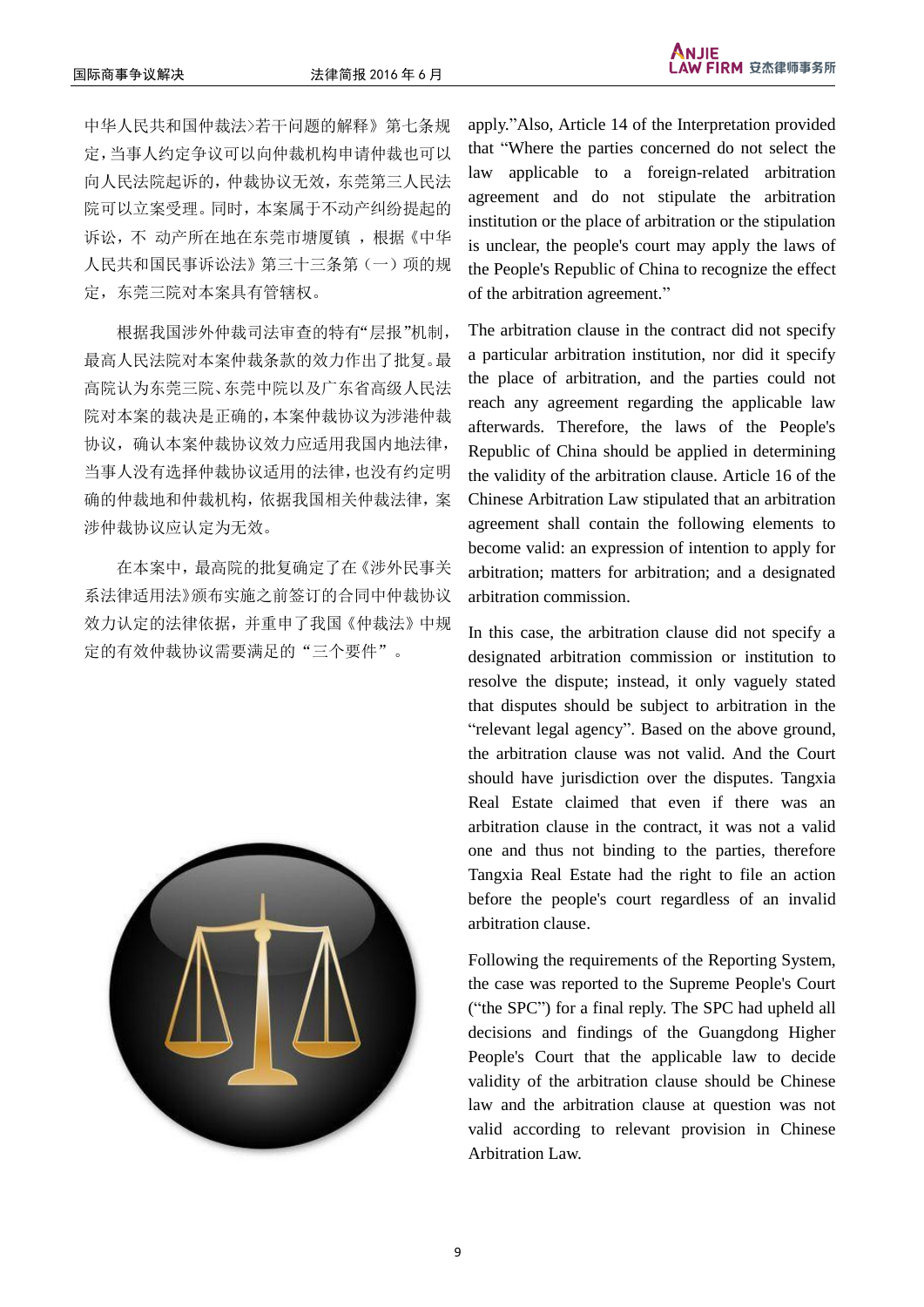中华人民共和国仲裁法>若干问题的解释》第七条规定，当事人约定争议可以向仲裁机构申请仲裁也可以向人民法院起诉的，仲裁协议无效，东莞第三人民法院可以立案受理。同时，本案属于不动产纠纷提起的诉讼，不 动产所在地在东莞市塘厦镇 ，根据《中华人民共和国民事诉讼法》第三十三条第（一）项的规定，东莞三院对本案具有管辖权。

根据我国涉外仲裁司法审查的特有"层报"机制，最高人民法院对本案仲裁条款的效力作出了批复。最高院认为东莞三院、东莞中院以及广东省高级人民法院对本案的裁决是正确的，本案仲裁协议为涉港仲裁协议，确认本案仲裁协议效力应适用我国内地法律，当事人没有选择仲裁协议适用的法律，也没有约定明确的仲裁地和仲裁机构，依据我国相关仲裁法律，案涉仲裁协议应认定为无效。

在本案中，最高院的批复确定了在《涉外民事关系法律适用法》颁布实施之前签订的合同中仲裁协议效力认定的法律依据，并重申了我国《仲裁法》中规定的有效仲裁协议需要满足的"三个要件"。

apply."Also, Article 14 of the Interpretation provided that "Where the parties concerned do not select the law applicable to a foreign-related arbitration agreement and do not stipulate the arbitration institution or the place of arbitration or the stipulation is unclear, the people's court may apply the laws of the People's Republic of China to recognize the effect of the arbitration agreement."

The arbitration clause in the contract did not specify a particular arbitration institution, nor did it specify the place of arbitration, and the parties could not reach any agreement regarding the applicable law afterwards. Therefore, the laws of the People's Republic of China should be applied in determining the validity of the arbitration clause. Article 16 of the Chinese Arbitration Law stipulated that an arbitration agreement shall contain the following elements to become valid: an expression of intention to apply for arbitration; matters for arbitration; and a designated arbitration commission.

In this case, the arbitration clause did not specify a designated arbitration commission or institution to resolve the dispute; instead, it only vaguely stated that disputes should be subject to arbitration in the "relevant legal agency". Based on the above ground, the arbitration clause was not valid. And the Court should have jurisdiction over the disputes. Tangxia Real Estate claimed that even if there was an arbitration clause in the contract, it was not a valid one and thus not binding to the parties, therefore Tangxia Real Estate had the right to file an action before the people's court regardless of an invalid arbitration clause.

Following the requirements of the Reporting System, the case was reported to the Supreme People's Court ("the SPC") for a final reply. The SPC had upheld all decisions and findings of the Guangdong Higher People's Court that the applicable law to decide validity of the arbitration clause should be Chinese law and the arbitration clause at question was not valid according to relevant provision in Chinese Arbitration Law.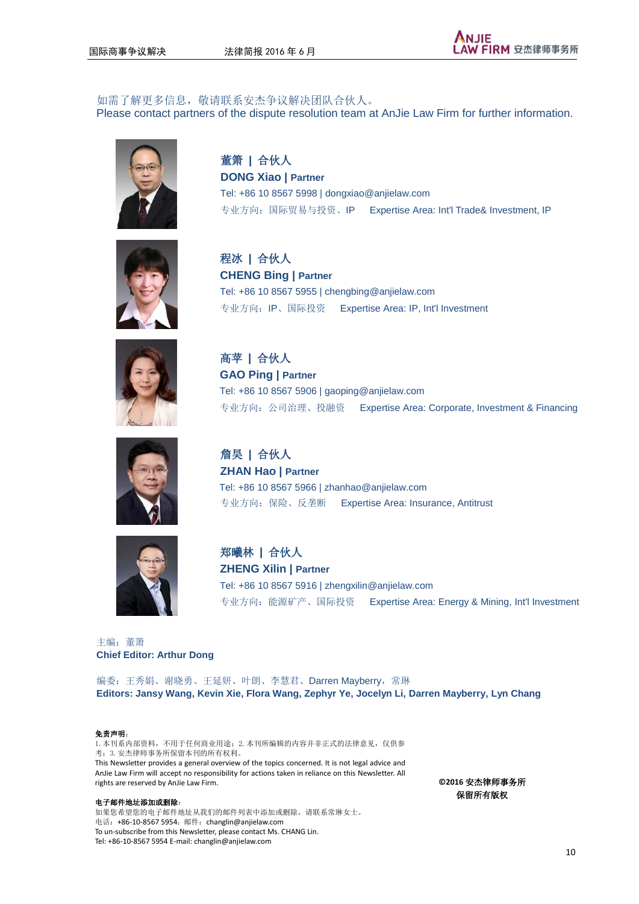如需了解更多信息，敬请联系安杰争议解决团队合伙人。
Please contact partners of the dispute resolution team at AnJie Law Firm for further information.

**董箫 | 合伙人**
**DONG Xiao | Partner**
Tel: +86 10 8567 5998 | dongxiao@anjielaw.com
专业方向：国际贸易与投资、IP　Expertise Area: Int'l Trade& Investment, IP

**程冰 | 合伙人**
**CHENG Bing | Partner**
Tel: +86 10 8567 5955 | chengbing@anjielaw.com
专业方向：IP、国际投资　Expertise Area: IP, Int'l Investment

**高苹 | 合伙人**
**GAO Ping | Partner**
Tel: +86 10 8567 5906 | gaoping@anjielaw.com
专业方向：公司治理、投融资　Expertise Area: Corporate, Investment & Financing

**詹昊 | 合伙人**
**ZHAN Hao | Partner**
Tel: +86 10 8567 5966 | zhanhao@anjielaw.com
专业方向：保险、反垄断　Expertise Area: Insurance, Antitrust

**郑曦林 | 合伙人**
**ZHENG Xilin | Partner**
Tel: +86 10 8567 5916 | zhengxilin@anjielaw.com
专业方向：能源矿产、国际投资　Expertise Area: Energy & Mining, Int'l Investment

主编：董箫
**Chief Editor: Arthur Dong**

编委：王秀娟、谢晓勇、王延妍、叶朗、李慧君、Darren Mayberry，常琳
**Editors: Jansy Wang, Kevin Xie, Flora Wang, Zephyr Ye, Jocelyn Li, Darren Mayberry, Lyn Chang**

**免责声明：**
1. 本刊系内部资料，不用于任何商业用途；2. 本刊所编辑的内容并非正式的法律意见，仅供参考；3. 安杰律师事务所保留本刊的所有权利。
This Newsletter provides a general overview of the topics concerned. It is not legal advice and AnJie Law Firm will accept no responsibility for actions taken in reliance on this Newsletter. All rights are reserved by AnJie Law Firm.

**©2016 安杰律师事务所**
**保留所有版权**

**电子邮件地址添加或删除：**
如果您希望您的电子邮件地址从我们的邮件列表中添加或删除，请联系常琳女士。
电话：+86-10-8567 5954；邮件：changlin@anjielaw.com
To un-subscribe from this Newsletter, please contact Ms. CHANG Lin.
Tel: +86-10-8567 5954 E-mail: changlin@anjielaw.com